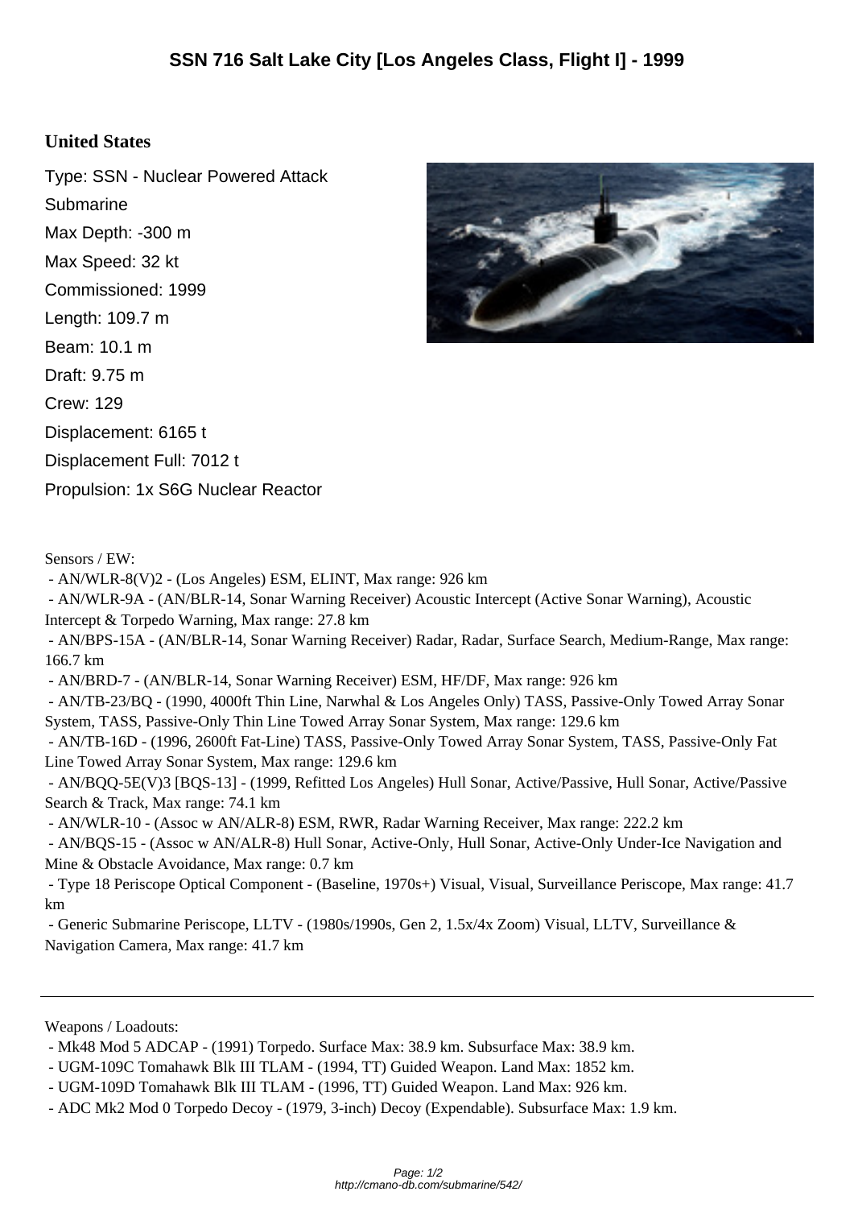# SSN 716 Salt Lake City [Los Angeles Class, Flight I] - 1999

## United States

Type: SSN - Nuclear Powered Attack Submarine
Max Depth: -300 m
Max Speed: 32 kt
Commissioned: 1999
Length: 109.7 m
Beam: 10.1 m
Draft: 9.75 m
Crew: 129
Displacement: 6165 t
Displacement Full: 7012 t
Propulsion: 1x S6G Nuclear Reactor

Sensors / EW:

- AN/WLR-8(V)2 - (Los Angeles) ESM, ELINT, Max range: 926 km
- AN/WLR-9A - (AN/BLR-14, Sonar Warning Receiver) Acoustic Intercept (Active Sonar Warning), Acoustic Intercept & Torpedo Warning, Max range: 27.8 km
- AN/BPS-15A - (AN/BLR-14, Sonar Warning Receiver) Radar, Radar, Surface Search, Medium-Range, Max range: 166.7 km
- AN/BRD-7 - (AN/BLR-14, Sonar Warning Receiver) ESM, HF/DF, Max range: 926 km
- AN/TB-23/BQ - (1990, 4000ft Thin Line, Narwhal & Los Angeles Only) TASS, Passive-Only Towed Array Sonar System, TASS, Passive-Only Thin Line Towed Array Sonar System, Max range: 129.6 km
- AN/TB-16D - (1996, 2600ft Fat-Line) TASS, Passive-Only Towed Array Sonar System, TASS, Passive-Only Fat Line Towed Array Sonar System, Max range: 129.6 km
- AN/BQQ-5E(V)3 [BQS-13] - (1999, Refitted Los Angeles) Hull Sonar, Active/Passive, Hull Sonar, Active/Passive Search & Track, Max range: 74.1 km
- AN/WLR-10 - (Assoc w AN/ALR-8) ESM, RWR, Radar Warning Receiver, Max range: 222.2 km
- AN/BQS-15 - (Assoc w AN/ALR-8) Hull Sonar, Active-Only, Hull Sonar, Active-Only Under-Ice Navigation and Mine & Obstacle Avoidance, Max range: 0.7 km
- Type 18 Periscope Optical Component - (Baseline, 1970s+) Visual, Visual, Surveillance Periscope, Max range: 41.7 km
- Generic Submarine Periscope, LLTV - (1980s/1990s, Gen 2, 1.5x/4x Zoom) Visual, LLTV, Surveillance & Navigation Camera, Max range: 41.7 km

---

Weapons / Loadouts:

- Mk48 Mod 5 ADCAP - (1991) Torpedo. Surface Max: 38.9 km. Subsurface Max: 38.9 km.
- UGM-109C Tomahawk Blk III TLAM - (1994, TT) Guided Weapon. Land Max: 1852 km.
- UGM-109D Tomahawk Blk III TLAM - (1996, TT) Guided Weapon. Land Max: 926 km.
- ADC Mk2 Mod 0 Torpedo Decoy - (1979, 3-inch) Decoy (Expendable). Subsurface Max: 1.9 km.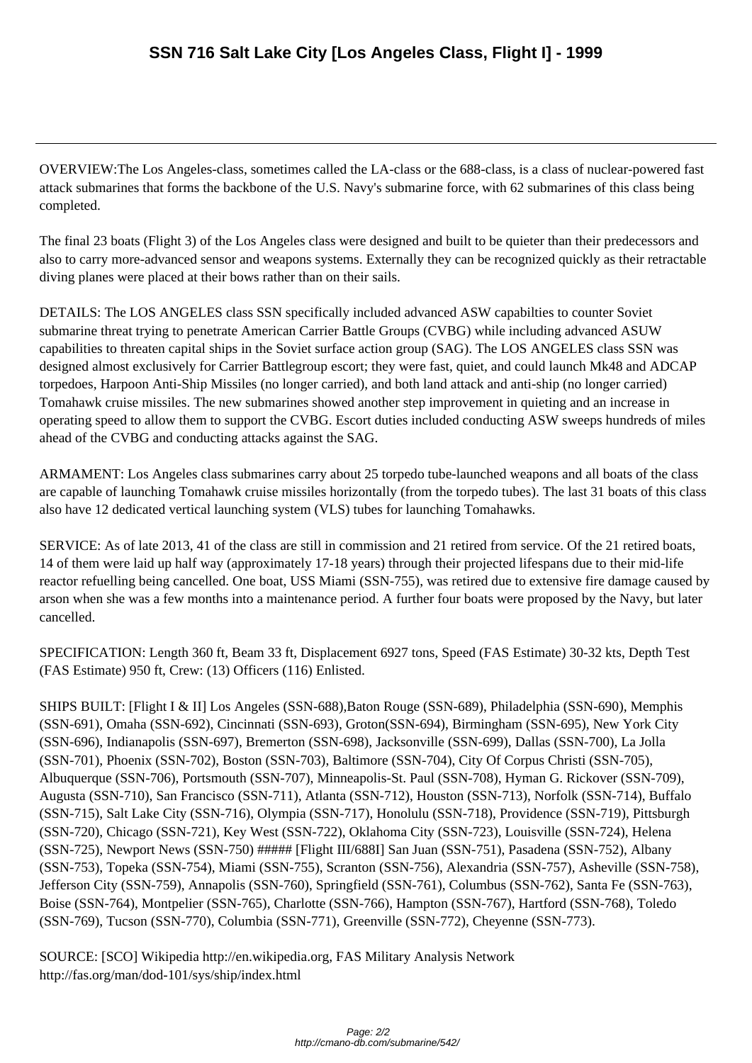# SSN 716 Salt Lake City [Los Angeles Class, Flight I] - 1999

OVERVIEW:The Los Angeles-class, sometimes called the LA-class or the 688-class, is a class of nuclear-powered fast attack submarines that forms the backbone of the U.S. Navy's submarine force, with 62 submarines of this class being completed.

The final 23 boats (Flight 3) of the Los Angeles class were designed and built to be quieter than their predecessors and also to carry more-advanced sensor and weapons systems. Externally they can be recognized quickly as their retractable diving planes were placed at their bows rather than on their sails.

DETAILS: The LOS ANGELES class SSN specifically included advanced ASW capabilties to counter Soviet submarine threat trying to penetrate American Carrier Battle Groups (CVBG) while including advanced ASUW capabilities to threaten capital ships in the Soviet surface action group (SAG). The LOS ANGELES class SSN was designed almost exclusively for Carrier Battlegroup escort; they were fast, quiet, and could launch Mk48 and ADCAP torpedoes, Harpoon Anti-Ship Missiles (no longer carried), and both land attack and anti-ship (no longer carried) Tomahawk cruise missiles. The new submarines showed another step improvement in quieting and an increase in operating speed to allow them to support the CVBG. Escort duties included conducting ASW sweeps hundreds of miles ahead of the CVBG and conducting attacks against the SAG.

ARMAMENT: Los Angeles class submarines carry about 25 torpedo tube-launched weapons and all boats of the class are capable of launching Tomahawk cruise missiles horizontally (from the torpedo tubes). The last 31 boats of this class also have 12 dedicated vertical launching system (VLS) tubes for launching Tomahawks.

SERVICE: As of late 2013, 41 of the class are still in commission and 21 retired from service. Of the 21 retired boats, 14 of them were laid up half way (approximately 17-18 years) through their projected lifespans due to their mid-life reactor refuelling being cancelled. One boat, USS Miami (SSN-755), was retired due to extensive fire damage caused by arson when she was a few months into a maintenance period. A further four boats were proposed by the Navy, but later cancelled.

SPECIFICATION: Length 360 ft, Beam 33 ft, Displacement 6927 tons, Speed (FAS Estimate) 30-32 kts, Depth Test (FAS Estimate) 950 ft, Crew: (13) Officers (116) Enlisted.

SHIPS BUILT: [Flight I & II] Los Angeles (SSN-688),Baton Rouge (SSN-689), Philadelphia (SSN-690), Memphis (SSN-691), Omaha (SSN-692), Cincinnati (SSN-693), Groton(SSN-694), Birmingham (SSN-695), New York City (SSN-696), Indianapolis (SSN-697), Bremerton (SSN-698), Jacksonville (SSN-699), Dallas (SSN-700), La Jolla (SSN-701), Phoenix (SSN-702), Boston (SSN-703), Baltimore (SSN-704), City Of Corpus Christi (SSN-705), Albuquerque (SSN-706), Portsmouth (SSN-707), Minneapolis-St. Paul (SSN-708), Hyman G. Rickover (SSN-709), Augusta (SSN-710), San Francisco (SSN-711), Atlanta (SSN-712), Houston (SSN-713), Norfolk (SSN-714), Buffalo (SSN-715), Salt Lake City (SSN-716), Olympia (SSN-717), Honolulu (SSN-718), Providence (SSN-719), Pittsburgh (SSN-720), Chicago (SSN-721), Key West (SSN-722), Oklahoma City (SSN-723), Louisville (SSN-724), Helena (SSN-725), Newport News (SSN-750) ##### [Flight III/688I] San Juan (SSN-751), Pasadena (SSN-752), Albany (SSN-753), Topeka (SSN-754), Miami (SSN-755), Scranton (SSN-756), Alexandria (SSN-757), Asheville (SSN-758), Jefferson City (SSN-759), Annapolis (SSN-760), Springfield (SSN-761), Columbus (SSN-762), Santa Fe (SSN-763), Boise (SSN-764), Montpelier (SSN-765), Charlotte (SSN-766), Hampton (SSN-767), Hartford (SSN-768), Toledo (SSN-769), Tucson (SSN-770), Columbia (SSN-771), Greenville (SSN-772), Cheyenne (SSN-773).

SOURCE: [SCO] Wikipedia http://en.wikipedia.org, FAS Military Analysis Network http://fas.org/man/dod-101/sys/ship/index.html